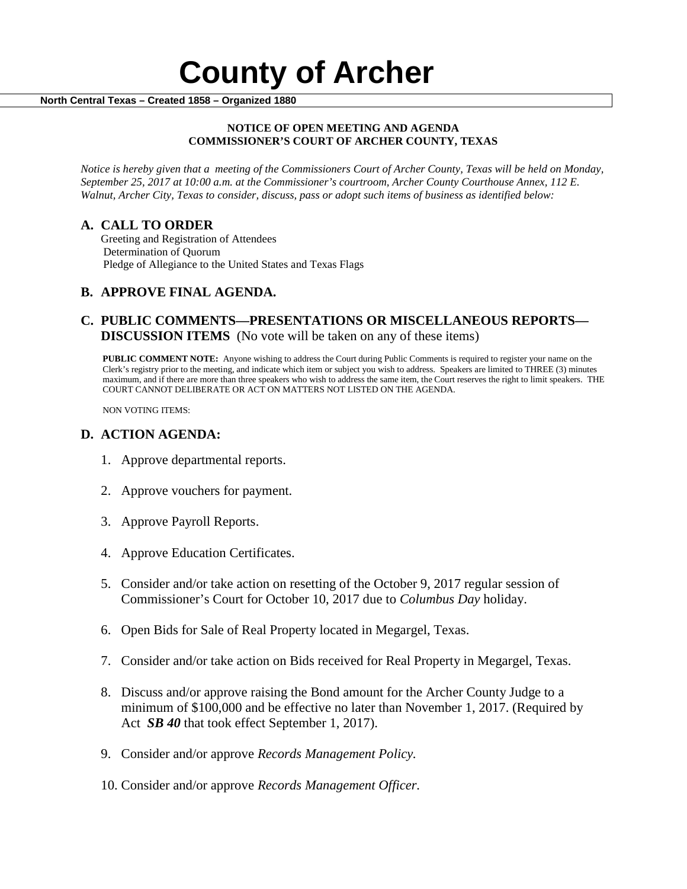# County of Archer

**North Central Texas – Created 1858 – Organized 1880**

**NOTICE OF OPEN MEETING AND AGENDA**
**COMMISSIONER'S COURT OF ARCHER COUNTY, TEXAS**

*Notice is hereby given that a meeting of the Commissioners Court of Archer County, Texas will be held on Monday, September 25, 2017 at 10:00 a.m. at the Commissioner's courtroom, Archer County Courthouse Annex, 112 E. Walnut, Archer City, Texas to consider, discuss, pass or adopt such items of business as identified below:*

## A. CALL TO ORDER

Greeting and Registration of Attendees
Determination of Quorum
Pledge of Allegiance to the United States and Texas Flags

## B. APPROVE FINAL AGENDA.

## C. PUBLIC COMMENTS—PRESENTATIONS OR MISCELLANEOUS REPORTS—DISCUSSION ITEMS (No vote will be taken on any of these items)

**PUBLIC COMMENT NOTE:** Anyone wishing to address the Court during Public Comments is required to register your name on the Clerk's registry prior to the meeting, and indicate which item or subject you wish to address. Speakers are limited to THREE (3) minutes maximum, and if there are more than three speakers who wish to address the same item, the Court reserves the right to limit speakers. THE COURT CANNOT DELIBERATE OR ACT ON MATTERS NOT LISTED ON THE AGENDA.

NON VOTING ITEMS:

## D. ACTION AGENDA:

1. Approve departmental reports.
2. Approve vouchers for payment.
3. Approve Payroll Reports.
4. Approve Education Certificates.
5. Consider and/or take action on resetting of the October 9, 2017 regular session of Commissioner's Court for October 10, 2017 due to *Columbus Day* holiday.
6. Open Bids for Sale of Real Property located in Megargel, Texas.
7. Consider and/or take action on Bids received for Real Property in Megargel, Texas.
8. Discuss and/or approve raising the Bond amount for the Archer County Judge to a minimum of $100,000 and be effective no later than November 1, 2017. (Required by Act ***SB 40*** that took effect September 1, 2017).
9. Consider and/or approve *Records Management Policy.*
10. Consider and/or approve *Records Management Officer.*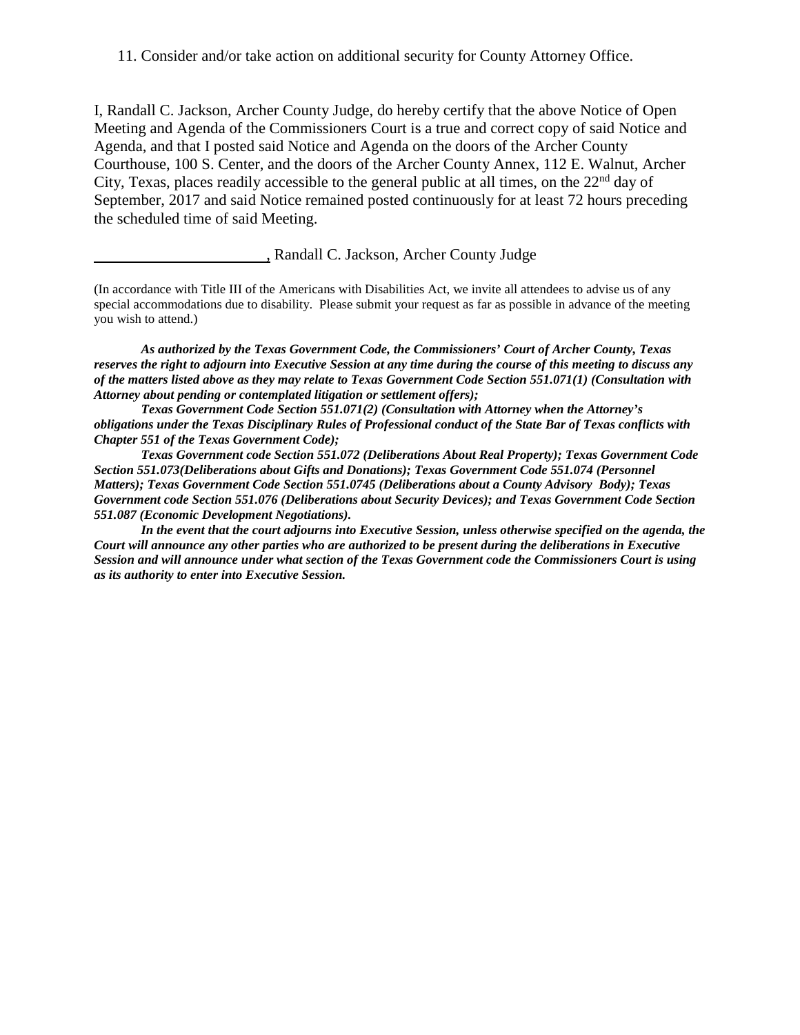11. Consider and/or take action on additional security for County Attorney Office.

I, Randall C. Jackson, Archer County Judge, do hereby certify that the above Notice of Open Meeting and Agenda of the Commissioners Court is a true and correct copy of said Notice and Agenda, and that I posted said Notice and Agenda on the doors of the Archer County Courthouse, 100 S. Center, and the doors of the Archer County Annex, 112 E. Walnut, Archer City, Texas, places readily accessible to the general public at all times, on the 22nd day of September, 2017 and said Notice remained posted continuously for at least 72 hours preceding the scheduled time of said Meeting.

\_\_\_\_\_\_\_\_\_\_\_\_\_\_\_\_\_\_\_\_\_\_\_, Randall C. Jackson, Archer County Judge

(In accordance with Title III of the Americans with Disabilities Act, we invite all attendees to advise us of any special accommodations due to disability. Please submit your request as far as possible in advance of the meeting you wish to attend.)

***As authorized by the Texas Government Code, the Commissioners' Court of Archer County, Texas reserves the right to adjourn into Executive Session at any time during the course of this meeting to discuss any of the matters listed above as they may relate to Texas Government Code Section 551.071(1) (Consultation with Attorney about pending or contemplated litigation or settlement offers);***

***Texas Government Code Section 551.071(2) (Consultation with Attorney when the Attorney's obligations under the Texas Disciplinary Rules of Professional conduct of the State Bar of Texas conflicts with Chapter 551 of the Texas Government Code);***

***Texas Government code Section 551.072 (Deliberations About Real Property); Texas Government Code Section 551.073(Deliberations about Gifts and Donations); Texas Government Code 551.074 (Personnel Matters); Texas Government Code Section 551.0745 (Deliberations about a County Advisory Body); Texas Government code Section 551.076 (Deliberations about Security Devices); and Texas Government Code Section 551.087 (Economic Development Negotiations).***

***In the event that the court adjourns into Executive Session, unless otherwise specified on the agenda, the Court will announce any other parties who are authorized to be present during the deliberations in Executive Session and will announce under what section of the Texas Government code the Commissioners Court is using as its authority to enter into Executive Session.***